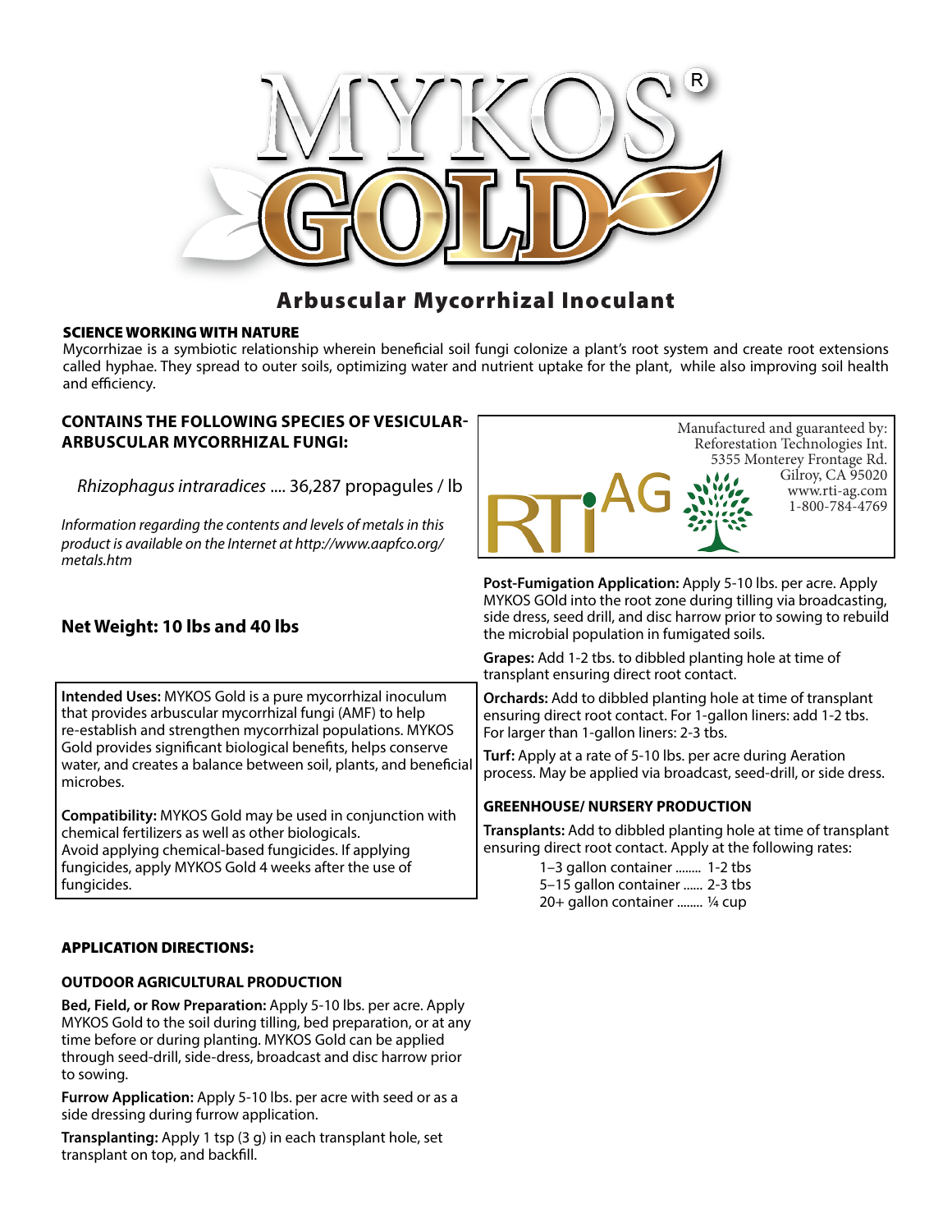# MYKOS® GOLD

## Arbuscular Mycorrhizal Inoculant

**SCIENCE WORKING WITH NATURE**

Mycorrhizae is a symbiotic relationship wherein beneficial soil fungi colonize a plant's root system and create root extensions called hyphae. They spread to outer soils, optimizing water and nutrient uptake for the plant, while also improving soil health and efficiency.

**CONTAINS THE FOLLOWING SPECIES OF VESICULAR-ARBUSCULAR MYCORRHIZAL FUNGI:**

*Rhizophagus intraradices* .... 36,287 propagules / lb

*Information regarding the contents and levels of metals in this product is available on the Internet at http://www.aapfco.org/metals.htm*

**Net Weight: 10 lbs and 40 lbs**

**Intended Uses:** MYKOS Gold is a pure mycorrhizal inoculum that provides arbuscular mycorrhizal fungi (AMF) to help re-establish and strengthen mycorrhizal populations. MYKOS Gold provides significant biological benefits, helps conserve water, and creates a balance between soil, plants, and beneficial microbes.

**Compatibility:** MYKOS Gold may be used in conjunction with chemical fertilizers as well as other biologicals.
Avoid applying chemical-based fungicides. If applying fungicides, apply MYKOS Gold 4 weeks after the use of fungicides.

**APPLICATION DIRECTIONS:**

**OUTDOOR AGRICULTURAL PRODUCTION**

**Bed, Field, or Row Preparation:** Apply 5-10 lbs. per acre. Apply MYKOS Gold to the soil during tilling, bed preparation, or at any time before or during planting. MYKOS Gold can be applied through seed-drill, side-dress, broadcast and disc harrow prior to sowing.

**Furrow Application:** Apply 5-10 lbs. per acre with seed or as a side dressing during furrow application.

**Transplanting:** Apply 1 tsp (3 g) in each transplant hole, set transplant on top, and backfill.

RTi AG

Manufactured and guaranteed by:
Reforestation Technologies Int.
5355 Monterey Frontage Rd.
Gilroy, CA 95020
www.rti-ag.com
1-800-784-4769

**Post-Fumigation Application:** Apply 5-10 lbs. per acre. Apply MYKOS GOld into the root zone during tilling via broadcasting, side dress, seed drill, and disc harrow prior to sowing to rebuild the microbial population in fumigated soils.

**Grapes:** Add 1-2 tbs. to dibbled planting hole at time of transplant ensuring direct root contact.

**Orchards:** Add to dibbled planting hole at time of transplant ensuring direct root contact. For 1-gallon liners: add 1-2 tbs. For larger than 1-gallon liners: 2-3 tbs.

**Turf:** Apply at a rate of 5-10 lbs. per acre during Aeration process. May be applied via broadcast, seed-drill, or side dress.

**GREENHOUSE/ NURSERY PRODUCTION**

**Transplants:** Add to dibbled planting hole at time of transplant ensuring direct root contact. Apply at the following rates:

1–3 gallon container ........ 1-2 tbs
5–15 gallon container ...... 2-3 tbs
20+ gallon container ........ ¼ cup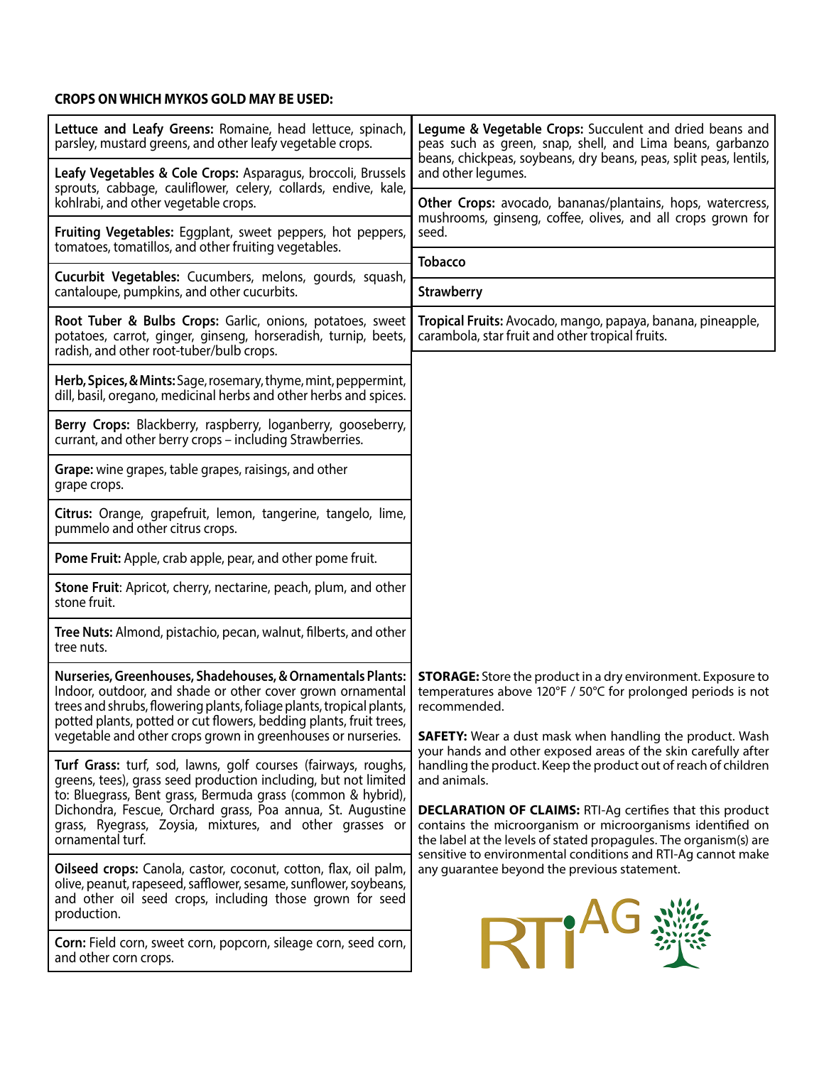**CROPS ON WHICH MYKOS GOLD MAY BE USED:**

**Lettuce and Leafy Greens:** Romaine, head lettuce, spinach, parsley, mustard greens, and other leafy vegetable crops.

**Leafy Vegetables & Cole Crops:** Asparagus, broccoli, Brussels sprouts, cabbage, cauliflower, celery, collards, endive, kale, kohlrabi, and other vegetable crops.

**Fruiting Vegetables:** Eggplant, sweet peppers, hot peppers, tomatoes, tomatillos, and other fruiting vegetables.

**Cucurbit Vegetables:** Cucumbers, melons, gourds, squash, cantaloupe, pumpkins, and other cucurbits.

**Root Tuber & Bulbs Crops:** Garlic, onions, potatoes, sweet potatoes, carrot, ginger, ginseng, horseradish, turnip, beets, radish, and other root-tuber/bulb crops.

**Herb, Spices, & Mints:** Sage, rosemary, thyme, mint, peppermint, dill, basil, oregano, medicinal herbs and other herbs and spices.

**Berry Crops:** Blackberry, raspberry, loganberry, gooseberry, currant, and other berry crops – including Strawberries.

**Grape:** wine grapes, table grapes, raisings, and other grape crops.

**Citrus:** Orange, grapefruit, lemon, tangerine, tangelo, lime, pummelo and other citrus crops.

**Pome Fruit:** Apple, crab apple, pear, and other pome fruit.

**Stone Fruit**: Apricot, cherry, nectarine, peach, plum, and other stone fruit.

**Tree Nuts:** Almond, pistachio, pecan, walnut, filberts, and other tree nuts.

**Nurseries, Greenhouses, Shadehouses, & Ornamentals Plants:** Indoor, outdoor, and shade or other cover grown ornamental trees and shrubs, flowering plants, foliage plants, tropical plants, potted plants, potted or cut flowers, bedding plants, fruit trees, vegetable and other crops grown in greenhouses or nurseries.

**Turf Grass:** turf, sod, lawns, golf courses (fairways, roughs, greens, tees), grass seed production including, but not limited to: Bluegrass, Bent grass, Bermuda grass (common & hybrid), Dichondra, Fescue, Orchard grass, Poa annua, St. Augustine grass, Ryegrass, Zoysia, mixtures, and other grasses or ornamental turf.

**Oilseed crops:** Canola, castor, coconut, cotton, flax, oil palm, olive, peanut, rapeseed, safflower, sesame, sunflower, soybeans, and other oil seed crops, including those grown for seed production.

**Corn:** Field corn, sweet corn, popcorn, sileage corn, seed corn, and other corn crops.

**Legume & Vegetable Crops:** Succulent and dried beans and peas such as green, snap, shell, and Lima beans, garbanzo beans, chickpeas, soybeans, dry beans, peas, split peas, lentils, and other legumes.

**Other Crops:** avocado, bananas/plantains, hops, watercress, mushrooms, ginseng, coffee, olives, and all crops grown for seed.

**Tobacco**

**Strawberry**

**Tropical Fruits:** Avocado, mango, papaya, banana, pineapple, carambola, star fruit and other tropical fruits.

**STORAGE:** Store the product in a dry environment. Exposure to temperatures above 120°F / 50°C for prolonged periods is not recommended.

**SAFETY:** Wear a dust mask when handling the product. Wash your hands and other exposed areas of the skin carefully after handling the product. Keep the product out of reach of children and animals.

**DECLARATION OF CLAIMS:** RTI-Ag certifies that this product contains the microorganism or microorganisms identified on the label at the levels of stated propagules. The organism(s) are sensitive to environmental conditions and RTI-Ag cannot make any guarantee beyond the previous statement.

RTI AG